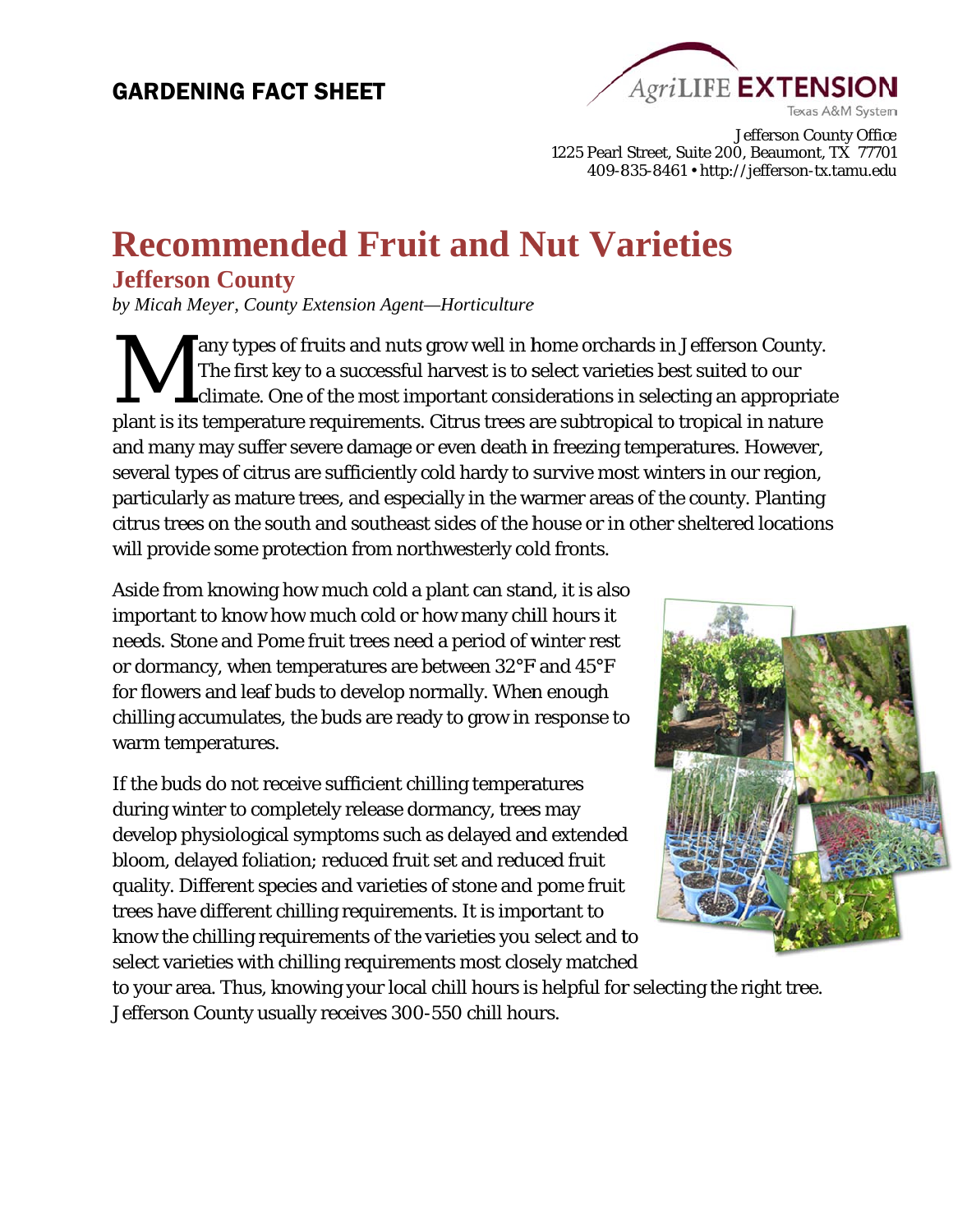GARDENING FACT SHEET

AgriLIFE EXTENSION
Texas A&M System

Jefferson County Office
1225 Pearl Street, Suite 200, Beaumont, TX 77701
409-835-8461 • http://jefferson-tx.tamu.edu

# Recommended Fruit and Nut Varieties

## Jefferson County

*by Micah Meyer, County Extension Agent—Horticulture*

Many types of fruits and nuts grow well in home orchards in Jefferson County. The first key to a successful harvest is to select varieties best suited to our climate. One of the most important considerations in selecting an appropriate plant is its temperature requirements. Citrus trees are subtropical to tropical in nature and many may suffer severe damage or even death in freezing temperatures. However, several types of citrus are sufficiently cold hardy to survive most winters in our region, particularly as mature trees, and especially in the warmer areas of the county. Planting citrus trees on the south and southeast sides of the house or in other sheltered locations will provide some protection from northwesterly cold fronts.

Aside from knowing how much cold a plant can stand, it is also important to know how much cold or how many chill hours it needs. Stone and Pome fruit trees need a period of winter rest or dormancy, when temperatures are between 32°F and 45°F for flowers and leaf buds to develop normally. When enough chilling accumulates, the buds are ready to grow in response to warm temperatures.

If the buds do not receive sufficient chilling temperatures during winter to completely release dormancy, trees may develop physiological symptoms such as delayed and extended bloom, delayed foliation; reduced fruit set and reduced fruit quality. Different species and varieties of stone and pome fruit trees have different chilling requirements. It is important to know the chilling requirements of the varieties you select and to select varieties with chilling requirements most closely matched to your area. Thus, knowing your local chill hours is helpful for selecting the right tree. Jefferson County usually receives 300-550 chill hours.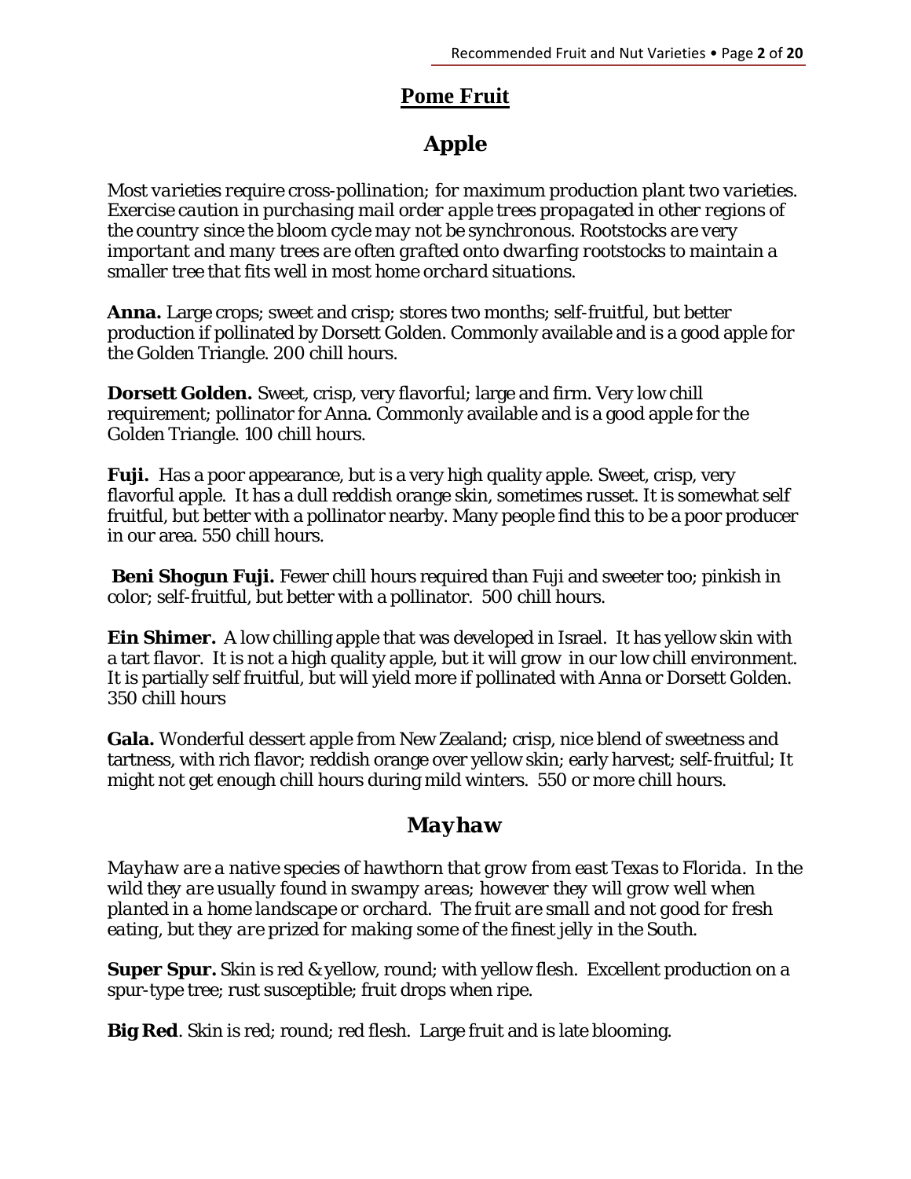# Pome Fruit

## Apple

*Most varieties require cross-pollination; for maximum production plant two varieties. Exercise caution in purchasing mail order apple trees propagated in other regions of the country since the bloom cycle may not be synchronous. Rootstocks are very important and many trees are often grafted onto dwarfing rootstocks to maintain a smaller tree that fits well in most home orchard situations.*

**Anna.** Large crops; sweet and crisp; stores two months; self-fruitful, but better production if pollinated by Dorsett Golden. Commonly available and is a good apple for the Golden Triangle. 200 chill hours.

**Dorsett Golden.** Sweet, crisp, very flavorful; large and firm. Very low chill requirement; pollinator for Anna. Commonly available and is a good apple for the Golden Triangle. 100 chill hours.

**Fuji.** Has a poor appearance, but is a very high quality apple. Sweet, crisp, very flavorful apple. It has a dull reddish orange skin, sometimes russet. It is somewhat self fruitful, but better with a pollinator nearby. Many people find this to be a poor producer in our area. 550 chill hours.

**Beni Shogun Fuji.** Fewer chill hours required than Fuji and sweeter too; pinkish in color; self-fruitful, but better with a pollinator. 500 chill hours.

**Ein Shimer.** A low chilling apple that was developed in Israel. It has yellow skin with a tart flavor. It is not a high quality apple, but it will grow in our low chill environment. It is partially self fruitful, but will yield more if pollinated with Anna or Dorsett Golden. 350 chill hours

**Gala.** Wonderful dessert apple from New Zealand; crisp, nice blend of sweetness and tartness, with rich flavor; reddish orange over yellow skin; early harvest; self-fruitful; It might not get enough chill hours during mild winters. 550 or more chill hours.

## Mayhaw

*Mayhaw are a native species of hawthorn that grow from east Texas to Florida. In the wild they are usually found in swampy areas; however they will grow well when planted in a home landscape or orchard. The fruit are small and not good for fresh eating, but they are prized for making some of the finest jelly in the South.*

**Super Spur.** Skin is red & yellow, round; with yellow flesh. Excellent production on a spur-type tree; rust susceptible; fruit drops when ripe.

**Big Red**. Skin is red; round; red flesh. Large fruit and is late blooming.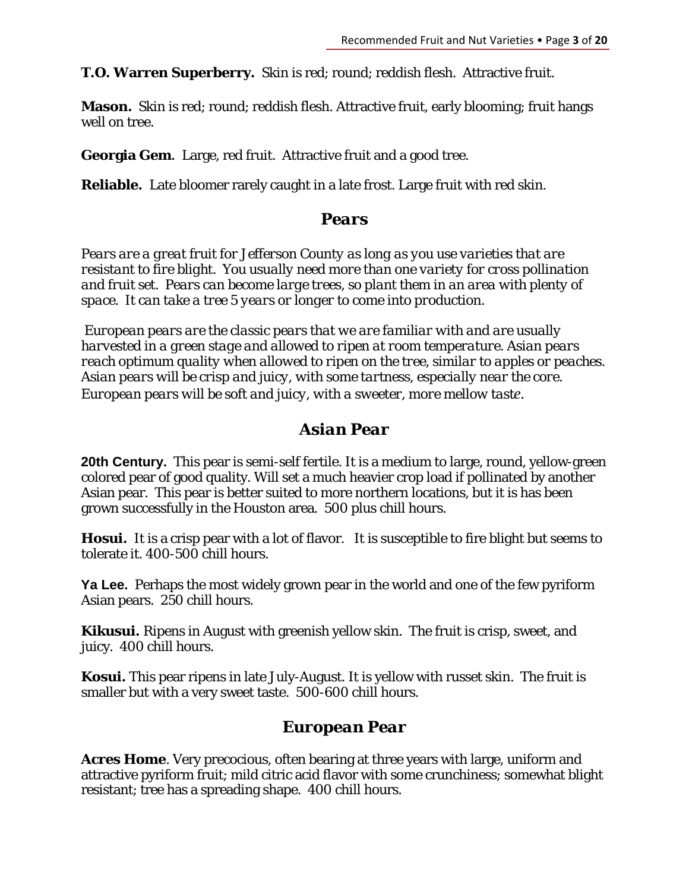**T.O. Warren Superberry.** Skin is red; round; reddish flesh. Attractive fruit.

**Mason.** Skin is red; round; reddish flesh. Attractive fruit, early blooming; fruit hangs well on tree.

**Georgia Gem**. Large, red fruit. Attractive fruit and a good tree.

**Reliable.** Late bloomer rarely caught in a late frost. Large fruit with red skin.

## *Pears*

*Pears are a great fruit for Jefferson County as long as you use varieties that are resistant to fire blight. You usually need more than one variety for cross pollination and fruit set. Pears can become large trees, so plant them in an area with plenty of space. It can take a tree 5 years or longer to come into production.*

*European pears are the classic pears that we are familiar with and are usually harvested in a green stage and allowed to ripen at room temperature. Asian pears reach optimum quality when allowed to ripen on the tree, similar to apples or peaches. Asian pears will be crisp and juicy, with some tartness, especially near the core. European pears will be soft and juicy, with a sweeter, more mellow taste.*

## *Asian Pear*

**20th Century.** This pear is semi-self fertile. It is a medium to large, round, yellow-green colored pear of good quality. Will set a much heavier crop load if pollinated by another Asian pear. This pear is better suited to more northern locations, but it is has been grown successfully in the Houston area. 500 plus chill hours.

**Hosui.** It is a crisp pear with a lot of flavor. It is susceptible to fire blight but seems to tolerate it. 400-500 chill hours.

**Ya Lee.** Perhaps the most widely grown pear in the world and one of the few pyriform Asian pears. 250 chill hours.

**Kikusui.** Ripens in August with greenish yellow skin. The fruit is crisp, sweet, and juicy. 400 chill hours.

**Kosui.** This pear ripens in late July-August. It is yellow with russet skin. The fruit is smaller but with a very sweet taste. 500-600 chill hours.

## *European Pear*

**Acres Home**. Very precocious, often bearing at three years with large, uniform and attractive pyriform fruit; mild citric acid flavor with some crunchiness; somewhat blight resistant; tree has a spreading shape. 400 chill hours.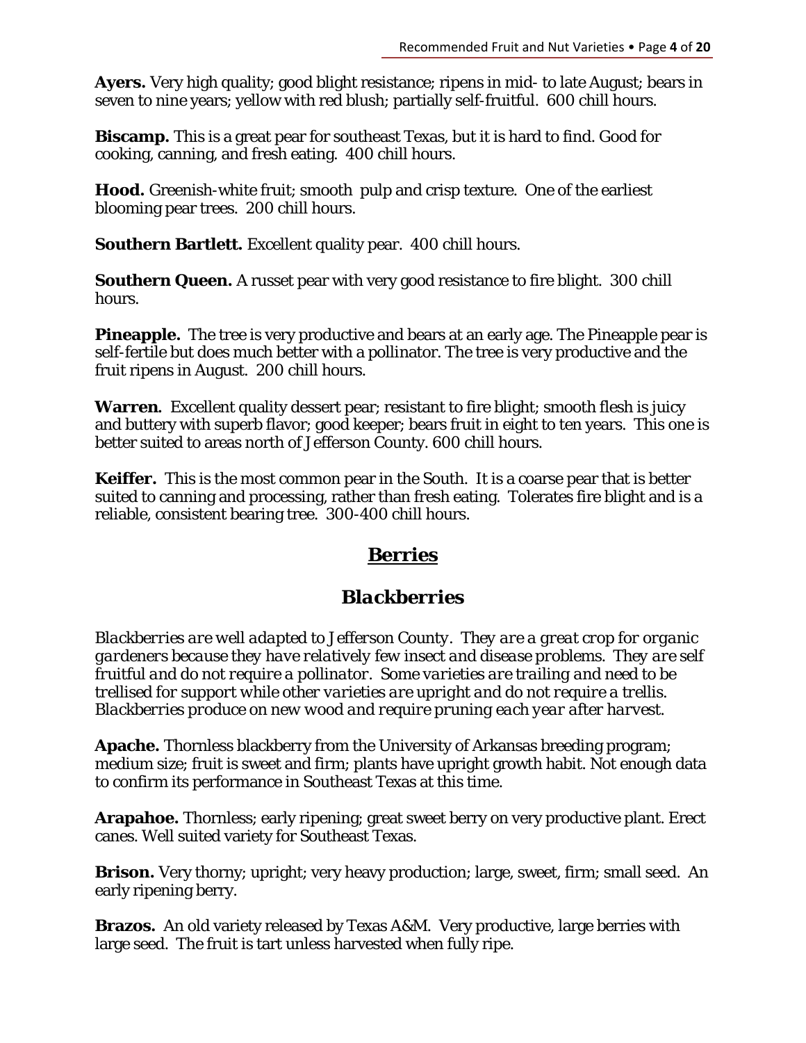**Ayers.** Very high quality; good blight resistance; ripens in mid- to late August; bears in seven to nine years; yellow with red blush; partially self-fruitful. 600 chill hours.

**Biscamp.** This is a great pear for southeast Texas, but it is hard to find. Good for cooking, canning, and fresh eating. 400 chill hours.

**Hood.** Greenish-white fruit; smooth pulp and crisp texture. One of the earliest blooming pear trees. 200 chill hours.

**Southern Bartlett.** Excellent quality pear. 400 chill hours.

**Southern Queen.** A russet pear with very good resistance to fire blight. 300 chill hours.

**Pineapple.** The tree is very productive and bears at an early age. The Pineapple pear is self-fertile but does much better with a pollinator. The tree is very productive and the fruit ripens in August. 200 chill hours.

**Warren.** Excellent quality dessert pear; resistant to fire blight; smooth flesh is juicy and buttery with superb flavor; good keeper; bears fruit in eight to ten years. This one is better suited to areas north of Jefferson County. 600 chill hours.

**Keiffer.** This is the most common pear in the South. It is a coarse pear that is better suited to canning and processing, rather than fresh eating. Tolerates fire blight and is a reliable, consistent bearing tree. 300-400 chill hours.

## Berries

### *Blackberries*

*Blackberries are well adapted to Jefferson County. They are a great crop for organic gardeners because they have relatively few insect and disease problems. They are self fruitful and do not require a pollinator. Some varieties are trailing and need to be trellised for support while other varieties are upright and do not require a trellis. Blackberries produce on new wood and require pruning each year after harvest.*

**Apache.** Thornless blackberry from the University of Arkansas breeding program; medium size; fruit is sweet and firm; plants have upright growth habit. Not enough data to confirm its performance in Southeast Texas at this time.

**Arapahoe.** Thornless; early ripening; great sweet berry on very productive plant. Erect canes. Well suited variety for Southeast Texas.

**Brison.** Very thorny; upright; very heavy production; large, sweet, firm; small seed. An early ripening berry.

**Brazos.** An old variety released by Texas A&M. Very productive, large berries with large seed. The fruit is tart unless harvested when fully ripe.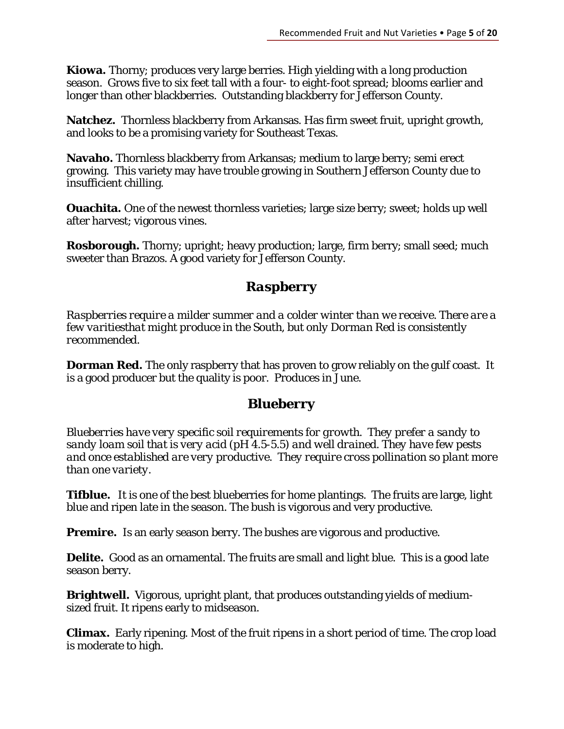**Kiowa.** Thorny; produces very large berries. High yielding with a long production season. Grows five to six feet tall with a four- to eight-foot spread; blooms earlier and longer than other blackberries. Outstanding blackberry for Jefferson County.

**Natchez.** Thornless blackberry from Arkansas. Has firm sweet fruit, upright growth, and looks to be a promising variety for Southeast Texas.

**Navaho.** Thornless blackberry from Arkansas; medium to large berry; semi erect growing. This variety may have trouble growing in Southern Jefferson County due to insufficient chilling.

**Ouachita.** One of the newest thornless varieties; large size berry; sweet; holds up well after harvest; vigorous vines.

**Rosborough.** Thorny; upright; heavy production; large, firm berry; small seed; much sweeter than Brazos. A good variety for Jefferson County.

## *Raspberry*

*Raspberries require a milder summer and a colder winter than we receive. There are a few varitiesthat might produce in the South, but only Dorman Red is consistently recommended.*

**Dorman Red.** The only raspberry that has proven to grow reliably on the gulf coast. It is a good producer but the quality is poor. Produces in June.

## *Blueberry*

*Blueberries have very specific soil requirements for growth. They prefer a sandy to sandy loam soil that is very acid (pH 4.5-5.5) and well drained. They have few pests and once established are very productive. They require cross pollination so plant more than one variety.*

**Tifblue.** It is one of the best blueberries for home plantings. The fruits are large, light blue and ripen late in the season. The bush is vigorous and very productive.

**Premire.** Is an early season berry. The bushes are vigorous and productive.

**Delite.** Good as an ornamental. The fruits are small and light blue. This is a good late season berry.

**Brightwell.** Vigorous, upright plant, that produces outstanding yields of medium-sized fruit. It ripens early to midseason.

**Climax.** Early ripening. Most of the fruit ripens in a short period of time. The crop load is moderate to high.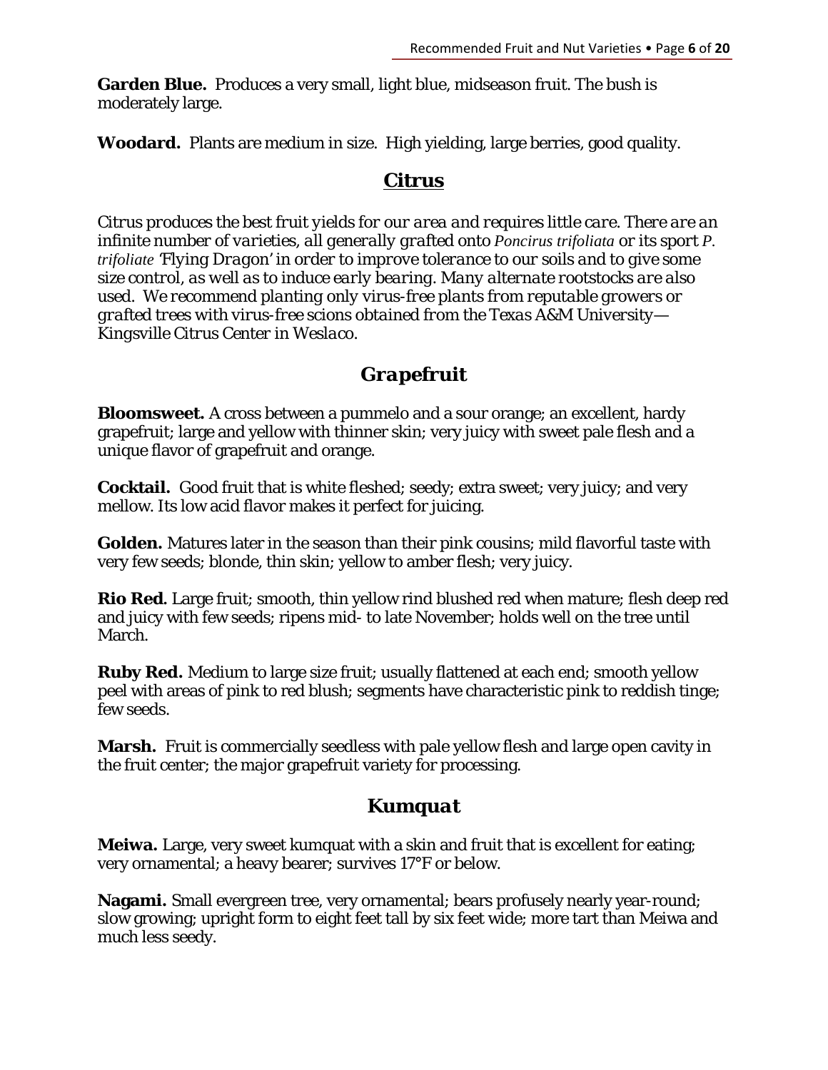**Garden Blue.** Produces a very small, light blue, midseason fruit. The bush is moderately large.

**Woodard.** Plants are medium in size. High yielding, large berries, good quality.

## Citrus

*Citrus produces the best fruit yields for our area and requires little care. There are an infinite number of varieties, all generally grafted onto Poncirus trifoliata or its sport P. trifoliate 'Flying Dragon' in order to improve tolerance to our soils and to give some size control, as well as to induce early bearing. Many alternate rootstocks are also used. We recommend planting only virus-free plants from reputable growers or grafted trees with virus-free scions obtained from the Texas A&M University—Kingsville Citrus Center in Weslaco.*

### *Grapefruit*

**Bloomsweet.** A cross between a pummelo and a sour orange; an excellent, hardy grapefruit; large and yellow with thinner skin; very juicy with sweet pale flesh and a unique flavor of grapefruit and orange.

**Cocktail.** Good fruit that is white fleshed; seedy; extra sweet; very juicy; and very mellow. Its low acid flavor makes it perfect for juicing.

**Golden.** Matures later in the season than their pink cousins; mild flavorful taste with very few seeds; blonde, thin skin; yellow to amber flesh; very juicy.

**Rio Red.** Large fruit; smooth, thin yellow rind blushed red when mature; flesh deep red and juicy with few seeds; ripens mid- to late November; holds well on the tree until March.

**Ruby Red.** Medium to large size fruit; usually flattened at each end; smooth yellow peel with areas of pink to red blush; segments have characteristic pink to reddish tinge; few seeds.

**Marsh.** Fruit is commercially seedless with pale yellow flesh and large open cavity in the fruit center; the major grapefruit variety for processing.

### *Kumquat*

**Meiwa.** Large, very sweet kumquat with a skin and fruit that is excellent for eating; very ornamental; a heavy bearer; survives 17°F or below.

**Nagami.** Small evergreen tree, very ornamental; bears profusely nearly year-round; slow growing; upright form to eight feet tall by six feet wide; more tart than Meiwa and much less seedy.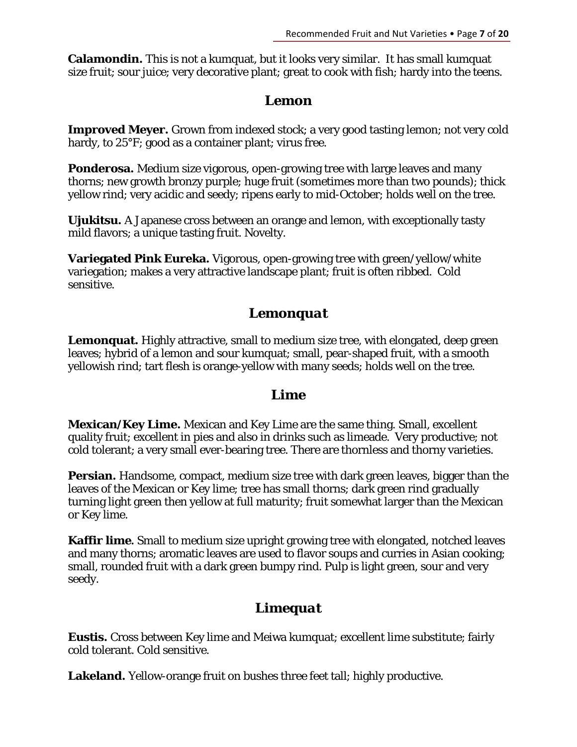**Calamondin.** This is not a kumquat, but it looks very similar. It has small kumquat size fruit; sour juice; very decorative plant; great to cook with fish; hardy into the teens.

## Lemon

**Improved Meyer.** Grown from indexed stock; a very good tasting lemon; not very cold hardy, to 25°F; good as a container plant; virus free.

**Ponderosa.** Medium size vigorous, open-growing tree with large leaves and many thorns; new growth bronzy purple; huge fruit (sometimes more than two pounds); thick yellow rind; very acidic and seedy; ripens early to mid-October; holds well on the tree.

**Ujukitsu.** A Japanese cross between an orange and lemon, with exceptionally tasty mild flavors; a unique tasting fruit. Novelty.

**Variegated Pink Eureka.** Vigorous, open-growing tree with green/yellow/white variegation; makes a very attractive landscape plant; fruit is often ribbed. Cold sensitive.

## *Lemonquat*

**Lemonquat.** Highly attractive, small to medium size tree, with elongated, deep green leaves; hybrid of a lemon and sour kumquat; small, pear-shaped fruit, with a smooth yellowish rind; tart flesh is orange-yellow with many seeds; holds well on the tree.

## Lime

**Mexican/Key Lime.** Mexican and Key Lime are the same thing. Small, excellent quality fruit; excellent in pies and also in drinks such as limeade. Very productive; not cold tolerant; a very small ever-bearing tree. There are thornless and thorny varieties.

**Persian.** Handsome, compact, medium size tree with dark green leaves, bigger than the leaves of the Mexican or Key lime; tree has small thorns; dark green rind gradually turning light green then yellow at full maturity; fruit somewhat larger than the Mexican or Key lime.

**Kaffir lime**. Small to medium size upright growing tree with elongated, notched leaves and many thorns; aromatic leaves are used to flavor soups and curries in Asian cooking; small, rounded fruit with a dark green bumpy rind. Pulp is light green, sour and very seedy.

## *Limequat*

**Eustis.** Cross between Key lime and Meiwa kumquat; excellent lime substitute; fairly cold tolerant. Cold sensitive.

**Lakeland.** Yellow-orange fruit on bushes three feet tall; highly productive.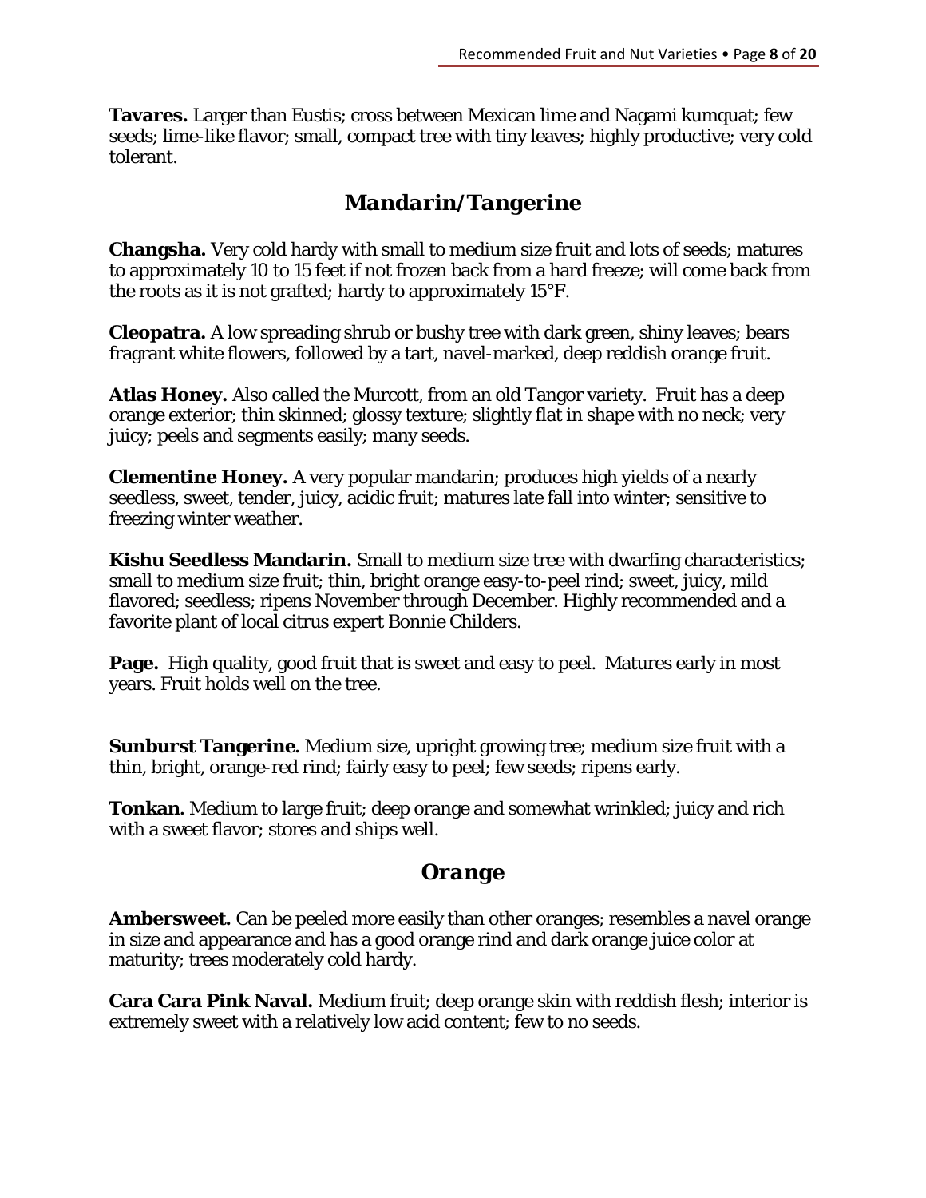**Tavares.** Larger than Eustis; cross between Mexican lime and Nagami kumquat; few seeds; lime-like flavor; small, compact tree with tiny leaves; highly productive; very cold tolerant.

## *Mandarin/Tangerine*

**Changsha.** Very cold hardy with small to medium size fruit and lots of seeds; matures to approximately 10 to 15 feet if not frozen back from a hard freeze; will come back from the roots as it is not grafted; hardy to approximately 15°F.

**Cleopatra.** A low spreading shrub or bushy tree with dark green, shiny leaves; bears fragrant white flowers, followed by a tart, navel-marked, deep reddish orange fruit.

**Atlas Honey.** Also called the Murcott, from an old Tangor variety. Fruit has a deep orange exterior; thin skinned; glossy texture; slightly flat in shape with no neck; very juicy; peels and segments easily; many seeds.

**Clementine Honey.** A very popular mandarin; produces high yields of a nearly seedless, sweet, tender, juicy, acidic fruit; matures late fall into winter; sensitive to freezing winter weather.

**Kishu Seedless Mandarin.** Small to medium size tree with dwarfing characteristics; small to medium size fruit; thin, bright orange easy-to-peel rind; sweet, juicy, mild flavored; seedless; ripens November through December. Highly recommended and a favorite plant of local citrus expert Bonnie Childers.

**Page.** High quality, good fruit that is sweet and easy to peel. Matures early in most years. Fruit holds well on the tree.

**Sunburst Tangerine.** Medium size, upright growing tree; medium size fruit with a thin, bright, orange-red rind; fairly easy to peel; few seeds; ripens early.

**Tonkan.** Medium to large fruit; deep orange and somewhat wrinkled; juicy and rich with a sweet flavor; stores and ships well.

## *Orange*

**Ambersweet.** Can be peeled more easily than other oranges; resembles a navel orange in size and appearance and has a good orange rind and dark orange juice color at maturity; trees moderately cold hardy.

**Cara Cara Pink Naval.** Medium fruit; deep orange skin with reddish flesh; interior is extremely sweet with a relatively low acid content; few to no seeds.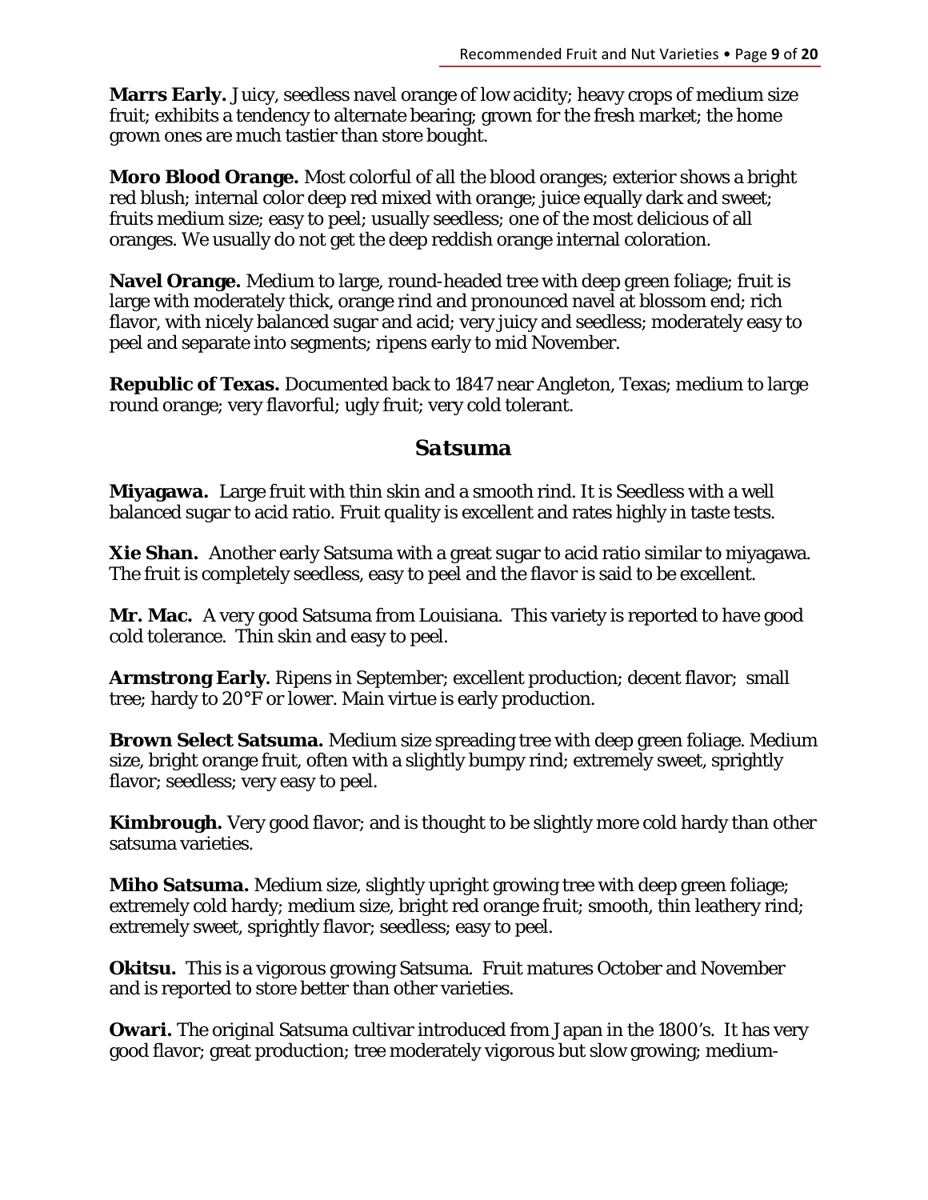**Marrs Early.** Juicy, seedless navel orange of low acidity; heavy crops of medium size fruit; exhibits a tendency to alternate bearing; grown for the fresh market; the home grown ones are much tastier than store bought.

**Moro Blood Orange.** Most colorful of all the blood oranges; exterior shows a bright red blush; internal color deep red mixed with orange; juice equally dark and sweet; fruits medium size; easy to peel; usually seedless; one of the most delicious of all oranges. We usually do not get the deep reddish orange internal coloration.

**Navel Orange.** Medium to large, round-headed tree with deep green foliage; fruit is large with moderately thick, orange rind and pronounced navel at blossom end; rich flavor, with nicely balanced sugar and acid; very juicy and seedless; moderately easy to peel and separate into segments; ripens early to mid November.

**Republic of Texas.** Documented back to 1847 near Angleton, Texas; medium to large round orange; very flavorful; ugly fruit; very cold tolerant.

## Satsuma

**Miyagawa.** Large fruit with thin skin and a smooth rind. It is Seedless with a well balanced sugar to acid ratio. Fruit quality is excellent and rates highly in taste tests.

**Xie Shan.** Another early Satsuma with a great sugar to acid ratio similar to miyagawa. The fruit is completely seedless, easy to peel and the flavor is said to be excellent.

**Mr. Mac.** A very good Satsuma from Louisiana. This variety is reported to have good cold tolerance. Thin skin and easy to peel.

**Armstrong Early.** Ripens in September; excellent production; decent flavor; small tree; hardy to 20°F or lower. Main virtue is early production.

**Brown Select Satsuma.** Medium size spreading tree with deep green foliage. Medium size, bright orange fruit, often with a slightly bumpy rind; extremely sweet, sprightly flavor; seedless; very easy to peel.

**Kimbrough.** Very good flavor; and is thought to be slightly more cold hardy than other satsuma varieties.

**Miho Satsuma.** Medium size, slightly upright growing tree with deep green foliage; extremely cold hardy; medium size, bright red orange fruit; smooth, thin leathery rind; extremely sweet, sprightly flavor; seedless; easy to peel.

**Okitsu.** This is a vigorous growing Satsuma. Fruit matures October and November and is reported to store better than other varieties.

**Owari.** The original Satsuma cultivar introduced from Japan in the 1800's. It has very good flavor; great production; tree moderately vigorous but slow growing; medium-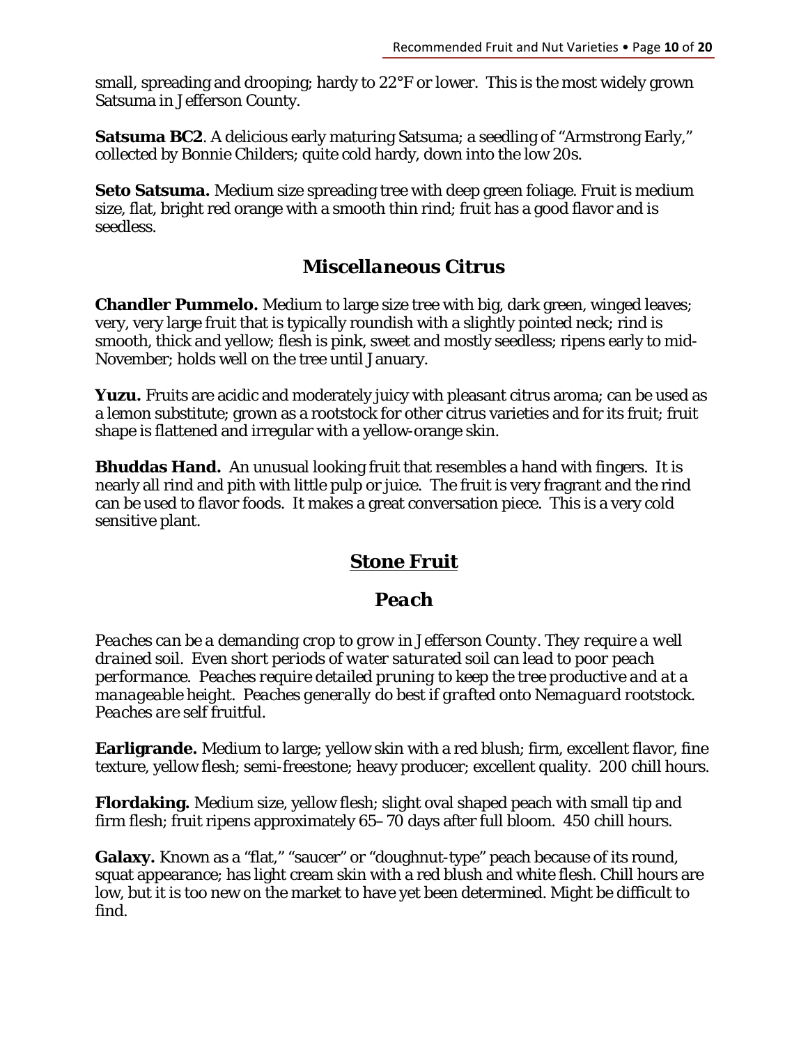small, spreading and drooping; hardy to 22°F or lower. This is the most widely grown Satsuma in Jefferson County.

**Satsuma BC2**. A delicious early maturing Satsuma; a seedling of "Armstrong Early," collected by Bonnie Childers; quite cold hardy, down into the low 20s.

**Seto Satsuma.** Medium size spreading tree with deep green foliage. Fruit is medium size, flat, bright red orange with a smooth thin rind; fruit has a good flavor and is seedless.

## *Miscellaneous Citrus*

**Chandler Pummelo.** Medium to large size tree with big, dark green, winged leaves; very, very large fruit that is typically roundish with a slightly pointed neck; rind is smooth, thick and yellow; flesh is pink, sweet and mostly seedless; ripens early to mid-November; holds well on the tree until January.

**Yuzu.** Fruits are acidic and moderately juicy with pleasant citrus aroma; can be used as a lemon substitute; grown as a rootstock for other citrus varieties and for its fruit; fruit shape is flattened and irregular with a yellow-orange skin.

**Bhuddas Hand.** An unusual looking fruit that resembles a hand with fingers. It is nearly all rind and pith with little pulp or juice. The fruit is very fragrant and the rind can be used to flavor foods. It makes a great conversation piece. This is a very cold sensitive plant.

# *Stone Fruit*

## *Peach*

*Peaches can be a demanding crop to grow in Jefferson County. They require a well drained soil. Even short periods of water saturated soil can lead to poor peach performance. Peaches require detailed pruning to keep the tree productive and at a manageable height. Peaches generally do best if grafted onto Nemaguard rootstock. Peaches are self fruitful.*

**Earligrande.** Medium to large; yellow skin with a red blush; firm, excellent flavor, fine texture, yellow flesh; semi-freestone; heavy producer; excellent quality. 200 chill hours.

**Flordaking.** Medium size, yellow flesh; slight oval shaped peach with small tip and firm flesh; fruit ripens approximately 65–70 days after full bloom. 450 chill hours.

**Galaxy.** Known as a "flat," "saucer" or "doughnut-type" peach because of its round, squat appearance; has light cream skin with a red blush and white flesh. Chill hours are low, but it is too new on the market to have yet been determined. Might be difficult to find.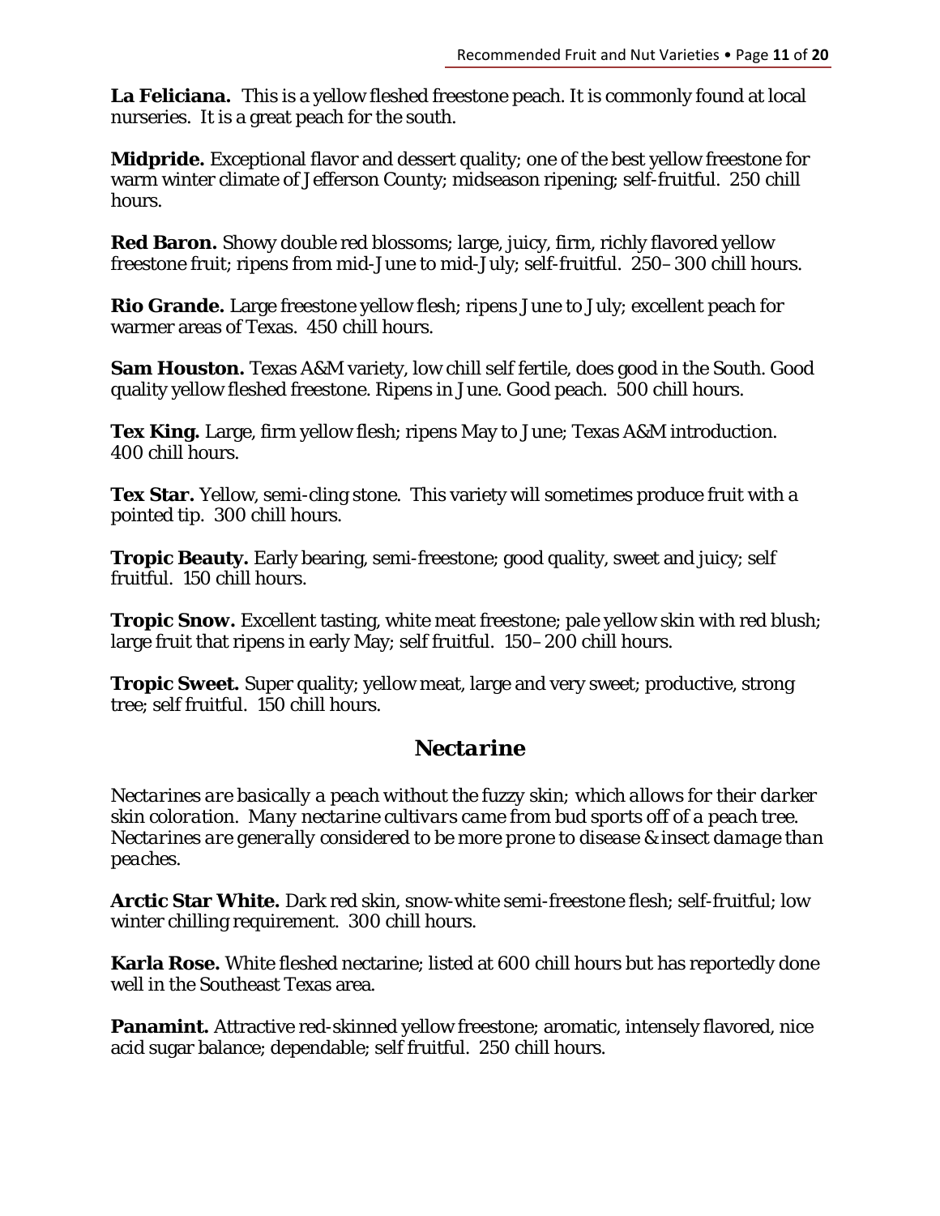**La Feliciana.** This is a yellow fleshed freestone peach. It is commonly found at local nurseries. It is a great peach for the south.

**Midpride.** Exceptional flavor and dessert quality; one of the best yellow freestone for warm winter climate of Jefferson County; midseason ripening; self-fruitful. 250 chill hours.

**Red Baron.** Showy double red blossoms; large, juicy, firm, richly flavored yellow freestone fruit; ripens from mid-June to mid-July; self-fruitful. 250–300 chill hours.

**Rio Grande.** Large freestone yellow flesh; ripens June to July; excellent peach for warmer areas of Texas. 450 chill hours.

**Sam Houston.** Texas A&M variety, low chill self fertile, does good in the South. Good quality yellow fleshed freestone. Ripens in June. Good peach. 500 chill hours.

**Tex King.** Large, firm yellow flesh; ripens May to June; Texas A&M introduction. 400 chill hours.

**Tex Star.** Yellow, semi-cling stone. This variety will sometimes produce fruit with a pointed tip. 300 chill hours.

**Tropic Beauty.** Early bearing, semi-freestone; good quality, sweet and juicy; self fruitful. 150 chill hours.

**Tropic Snow.** Excellent tasting, white meat freestone; pale yellow skin with red blush; large fruit that ripens in early May; self fruitful. 150–200 chill hours.

**Tropic Sweet.** Super quality; yellow meat, large and very sweet; productive, strong tree; self fruitful. 150 chill hours.

## Nectarine

*Nectarines are basically a peach without the fuzzy skin; which allows for their darker skin coloration. Many nectarine cultivars came from bud sports off of a peach tree. Nectarines are generally considered to be more prone to disease & insect damage than peaches.*

**Arctic Star White.** Dark red skin, snow-white semi-freestone flesh; self-fruitful; low winter chilling requirement. 300 chill hours.

**Karla Rose.** White fleshed nectarine; listed at 600 chill hours but has reportedly done well in the Southeast Texas area.

**Panamint.** Attractive red-skinned yellow freestone; aromatic, intensely flavored, nice acid sugar balance; dependable; self fruitful. 250 chill hours.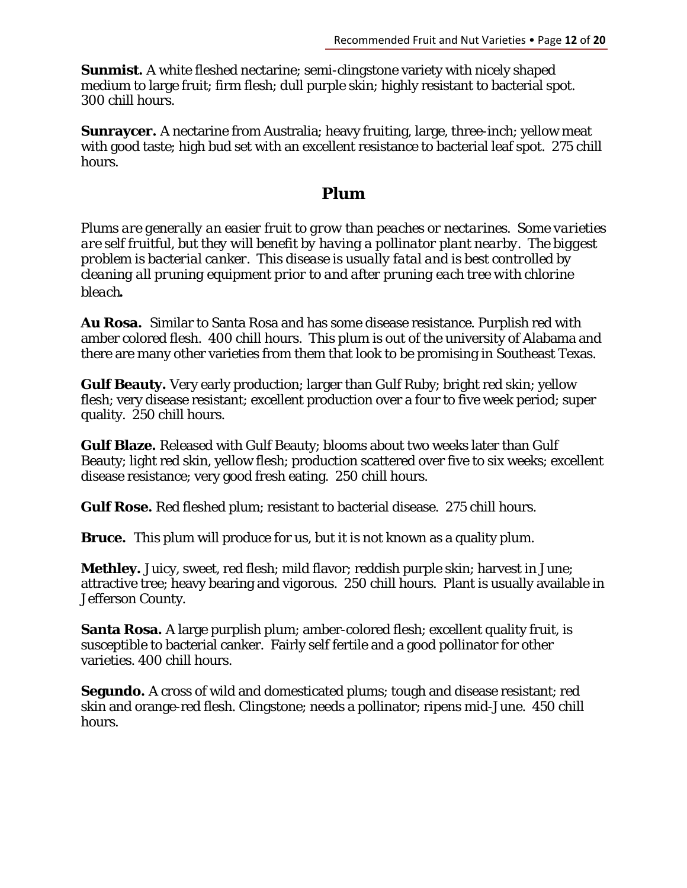**Sunmist.** A white fleshed nectarine; semi-clingstone variety with nicely shaped medium to large fruit; firm flesh; dull purple skin; highly resistant to bacterial spot. 300 chill hours.

**Sunraycer.** A nectarine from Australia; heavy fruiting, large, three-inch; yellow meat with good taste; high bud set with an excellent resistance to bacterial leaf spot. 275 chill hours.

## Plum

*Plums are generally an easier fruit to grow than peaches or nectarines. Some varieties are self fruitful, but they will benefit by having a pollinator plant nearby. The biggest problem is bacterial canker. This disease is usually fatal and is best controlled by cleaning all pruning equipment prior to and after pruning each tree with chlorine bleach.*

**Au Rosa.** Similar to Santa Rosa and has some disease resistance. Purplish red with amber colored flesh. 400 chill hours. This plum is out of the university of Alabama and there are many other varieties from them that look to be promising in Southeast Texas.

**Gulf Beauty.** Very early production; larger than Gulf Ruby; bright red skin; yellow flesh; very disease resistant; excellent production over a four to five week period; super quality. 250 chill hours.

**Gulf Blaze.** Released with Gulf Beauty; blooms about two weeks later than Gulf Beauty; light red skin, yellow flesh; production scattered over five to six weeks; excellent disease resistance; very good fresh eating. 250 chill hours.

**Gulf Rose.** Red fleshed plum; resistant to bacterial disease. 275 chill hours.

**Bruce.** This plum will produce for us, but it is not known as a quality plum.

**Methley.** Juicy, sweet, red flesh; mild flavor; reddish purple skin; harvest in June; attractive tree; heavy bearing and vigorous. 250 chill hours. Plant is usually available in Jefferson County.

**Santa Rosa.** A large purplish plum; amber-colored flesh; excellent quality fruit, is susceptible to bacterial canker. Fairly self fertile and a good pollinator for other varieties. 400 chill hours.

**Segundo.** A cross of wild and domesticated plums; tough and disease resistant; red skin and orange-red flesh. Clingstone; needs a pollinator; ripens mid-June. 450 chill hours.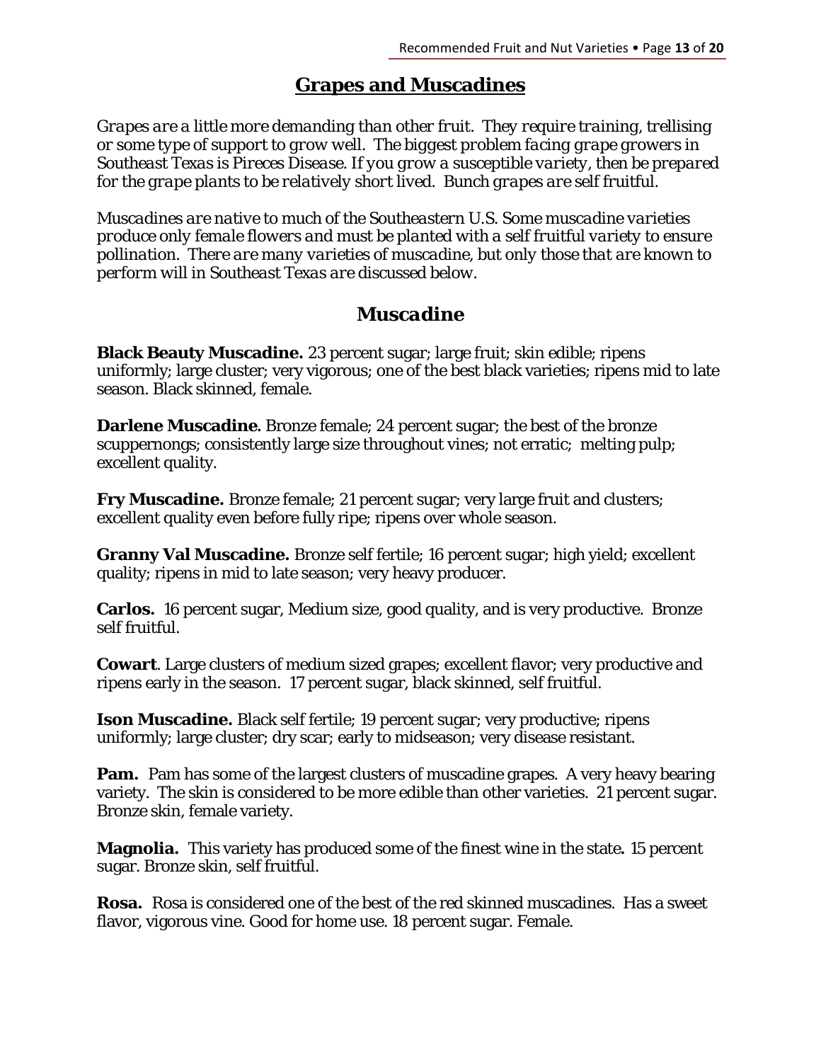## Grapes and Muscadines

*Grapes are a little more demanding than other fruit. They require training, trellising or some type of support to grow well. The biggest problem facing grape growers in Southeast Texas is Pireces Disease. If you grow a susceptible variety, then be prepared for the grape plants to be relatively short lived. Bunch grapes are self fruitful.*

*Muscadines are native to much of the Southeastern U.S. Some muscadine varieties produce only female flowers and must be planted with a self fruitful variety to ensure pollination. There are many varieties of muscadine, but only those that are known to perform will in Southeast Texas are discussed below.*

### Muscadine

**Black Beauty Muscadine.** 23 percent sugar; large fruit; skin edible; ripens uniformly; large cluster; very vigorous; one of the best black varieties; ripens mid to late season. Black skinned, female.

**Darlene Muscadine.** Bronze female; 24 percent sugar; the best of the bronze scuppernongs; consistently large size throughout vines; not erratic; melting pulp; excellent quality.

**Fry Muscadine.** Bronze female; 21 percent sugar; very large fruit and clusters; excellent quality even before fully ripe; ripens over whole season.

**Granny Val Muscadine.** Bronze self fertile; 16 percent sugar; high yield; excellent quality; ripens in mid to late season; very heavy producer.

**Carlos.** 16 percent sugar, Medium size, good quality, and is very productive. Bronze self fruitful.

**Cowart**. Large clusters of medium sized grapes; excellent flavor; very productive and ripens early in the season. 17 percent sugar, black skinned, self fruitful.

**Ison Muscadine.** Black self fertile; 19 percent sugar; very productive; ripens uniformly; large cluster; dry scar; early to midseason; very disease resistant.

**Pam.** Pam has some of the largest clusters of muscadine grapes. A very heavy bearing variety. The skin is considered to be more edible than other varieties. 21 percent sugar. Bronze skin, female variety.

**Magnolia.** This variety has produced some of the finest wine in the state**.** 15 percent sugar. Bronze skin, self fruitful.

**Rosa.** Rosa is considered one of the best of the red skinned muscadines. Has a sweet flavor, vigorous vine. Good for home use. 18 percent sugar. Female.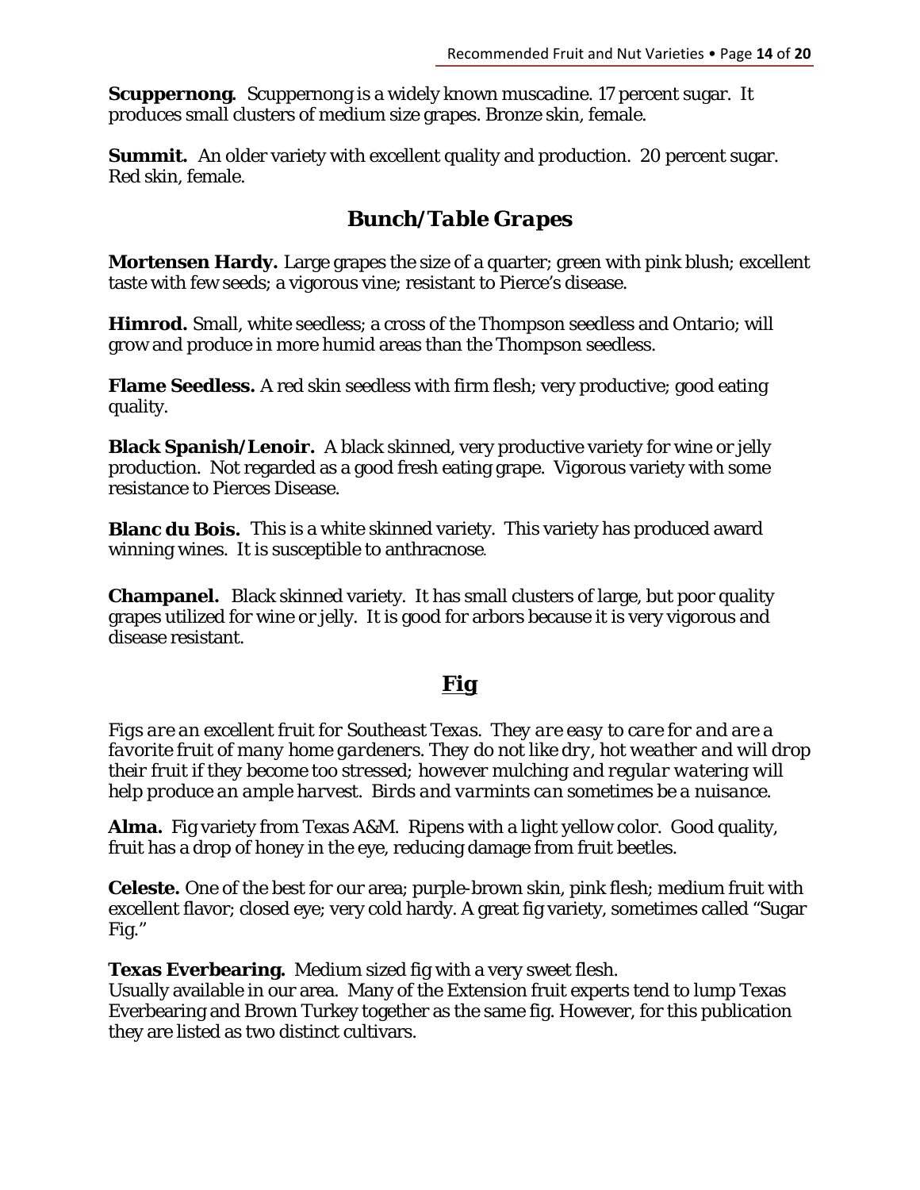**Scuppernong**. Scuppernong is a widely known muscadine. 17 percent sugar. It produces small clusters of medium size grapes. Bronze skin, female.

**Summit.** An older variety with excellent quality and production. 20 percent sugar. Red skin, female.

## *Bunch/Table Grapes*

**Mortensen Hardy.** Large grapes the size of a quarter; green with pink blush; excellent taste with few seeds; a vigorous vine; resistant to Pierce's disease.

**Himrod.** Small, white seedless; a cross of the Thompson seedless and Ontario; will grow and produce in more humid areas than the Thompson seedless.

**Flame Seedless.** A red skin seedless with firm flesh; very productive; good eating quality.

**Black Spanish/Lenoir.** A black skinned, very productive variety for wine or jelly production. Not regarded as a good fresh eating grape. Vigorous variety with some resistance to Pierces Disease.

**Blanc du Bois.** This is a white skinned variety. This variety has produced award winning wines. It is susceptible to anthracnose.

**Champanel.** Black skinned variety. It has small clusters of large, but poor quality grapes utilized for wine or jelly. It is good for arbors because it is very vigorous and disease resistant.

## Fig

*Figs are an excellent fruit for Southeast Texas. They are easy to care for and are a favorite fruit of many home gardeners. They do not like dry, hot weather and will drop their fruit if they become too stressed; however mulching and regular watering will help produce an ample harvest. Birds and varmints can sometimes be a nuisance.*

**Alma.** Fig variety from Texas A&M. Ripens with a light yellow color. Good quality, fruit has a drop of honey in the eye, reducing damage from fruit beetles.

**Celeste.** One of the best for our area; purple-brown skin, pink flesh; medium fruit with excellent flavor; closed eye; very cold hardy. A great fig variety, sometimes called "Sugar Fig."

**Texas Everbearing.** Medium sized fig with a very sweet flesh.
Usually available in our area. Many of the Extension fruit experts tend to lump Texas Everbearing and Brown Turkey together as the same fig. However, for this publication they are listed as two distinct cultivars.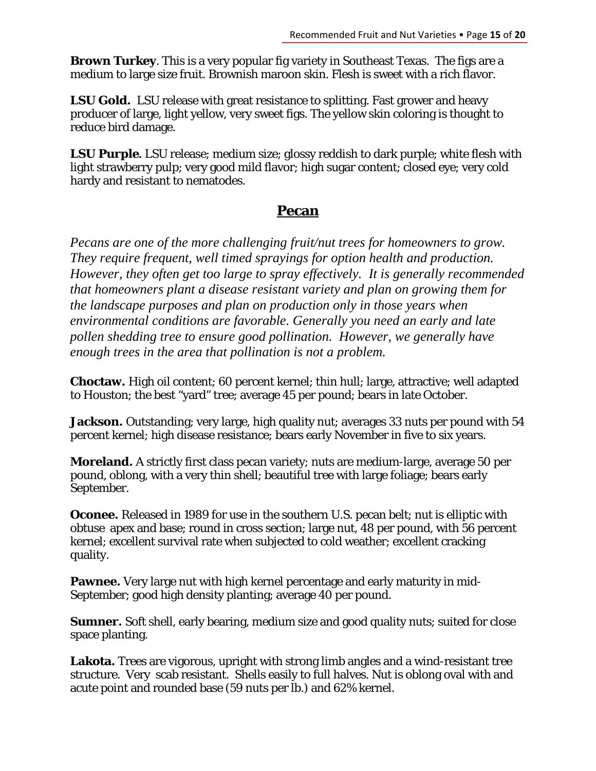**Brown Turkey**. This is a very popular fig variety in Southeast Texas. The figs are a medium to large size fruit. Brownish maroon skin. Flesh is sweet with a rich flavor.

**LSU Gold.** LSU release with great resistance to splitting. Fast grower and heavy producer of large, light yellow, very sweet figs. The yellow skin coloring is thought to reduce bird damage.

**LSU Purple.** LSU release; medium size; glossy reddish to dark purple; white flesh with light strawberry pulp; very good mild flavor; high sugar content; closed eye; very cold hardy and resistant to nematodes.

## Pecan

*Pecans are one of the more challenging fruit/nut trees for homeowners to grow. They require frequent, well timed sprayings for option health and production. However, they often get too large to spray effectively. It is generally recommended that homeowners plant a disease resistant variety and plan on growing them for the landscape purposes and plan on production only in those years when environmental conditions are favorable. Generally you need an early and late pollen shedding tree to ensure good pollination. However, we generally have enough trees in the area that pollination is not a problem.*

**Choctaw.** High oil content; 60 percent kernel; thin hull; large, attractive; well adapted to Houston; the best "yard" tree; average 45 per pound; bears in late October.

**Jackson.** Outstanding; very large, high quality nut; averages 33 nuts per pound with 54 percent kernel; high disease resistance; bears early November in five to six years.

**Moreland.** A strictly first class pecan variety; nuts are medium-large, average 50 per pound, oblong, with a very thin shell; beautiful tree with large foliage; bears early September.

**Oconee.** Released in 1989 for use in the southern U.S. pecan belt; nut is elliptic with obtuse apex and base; round in cross section; large nut, 48 per pound, with 56 percent kernel; excellent survival rate when subjected to cold weather; excellent cracking quality.

**Pawnee.** Very large nut with high kernel percentage and early maturity in mid-September; good high density planting; average 40 per pound.

**Sumner.** Soft shell, early bearing, medium size and good quality nuts; suited for close space planting.

**Lakota.** Trees are vigorous, upright with strong limb angles and a wind-resistant tree structure. Very scab resistant. Shells easily to full halves. Nut is oblong oval with and acute point and rounded base (59 nuts per lb.) and 62% kernel.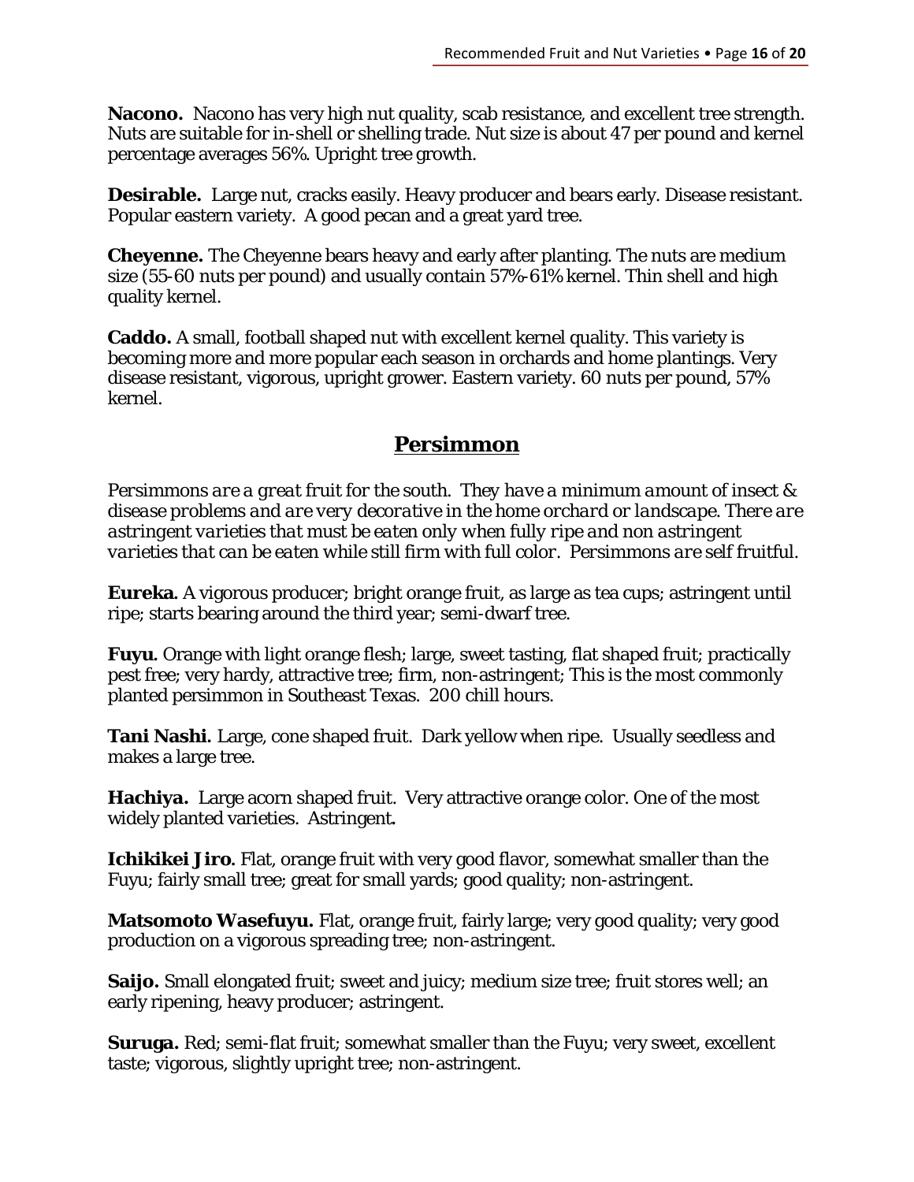**Nacono.** Nacono has very high nut quality, scab resistance, and excellent tree strength. Nuts are suitable for in-shell or shelling trade. Nut size is about 47 per pound and kernel percentage averages 56%. Upright tree growth.

**Desirable.** Large nut, cracks easily. Heavy producer and bears early. Disease resistant. Popular eastern variety. A good pecan and a great yard tree.

**Cheyenne.** The Cheyenne bears heavy and early after planting. The nuts are medium size (55-60 nuts per pound) and usually contain 57%-61% kernel. Thin shell and high quality kernel.

**Caddo.** A small, football shaped nut with excellent kernel quality. This variety is becoming more and more popular each season in orchards and home plantings. Very disease resistant, vigorous, upright grower. Eastern variety. 60 nuts per pound, 57% kernel.

## Persimmon

*Persimmons are a great fruit for the south. They have a minimum amount of insect & disease problems and are very decorative in the home orchard or landscape. There are astringent varieties that must be eaten only when fully ripe and non astringent varieties that can be eaten while still firm with full color. Persimmons are self fruitful.*

**Eureka.** A vigorous producer; bright orange fruit, as large as tea cups; astringent until ripe; starts bearing around the third year; semi-dwarf tree.

**Fuyu.** Orange with light orange flesh; large, sweet tasting, flat shaped fruit; practically pest free; very hardy, attractive tree; firm, non-astringent; This is the most commonly planted persimmon in Southeast Texas. 200 chill hours.

**Tani Nashi.** Large, cone shaped fruit. Dark yellow when ripe. Usually seedless and makes a large tree.

**Hachiya.** Large acorn shaped fruit. Very attractive orange color. One of the most widely planted varieties. Astringent**.**

**Ichikikei Jiro.** Flat, orange fruit with very good flavor, somewhat smaller than the Fuyu; fairly small tree; great for small yards; good quality; non-astringent.

**Matsomoto Wasefuyu.** Flat, orange fruit, fairly large; very good quality; very good production on a vigorous spreading tree; non-astringent.

**Saijo.** Small elongated fruit; sweet and juicy; medium size tree; fruit stores well; an early ripening, heavy producer; astringent.

**Suruga.** Red; semi-flat fruit; somewhat smaller than the Fuyu; very sweet, excellent taste; vigorous, slightly upright tree; non-astringent.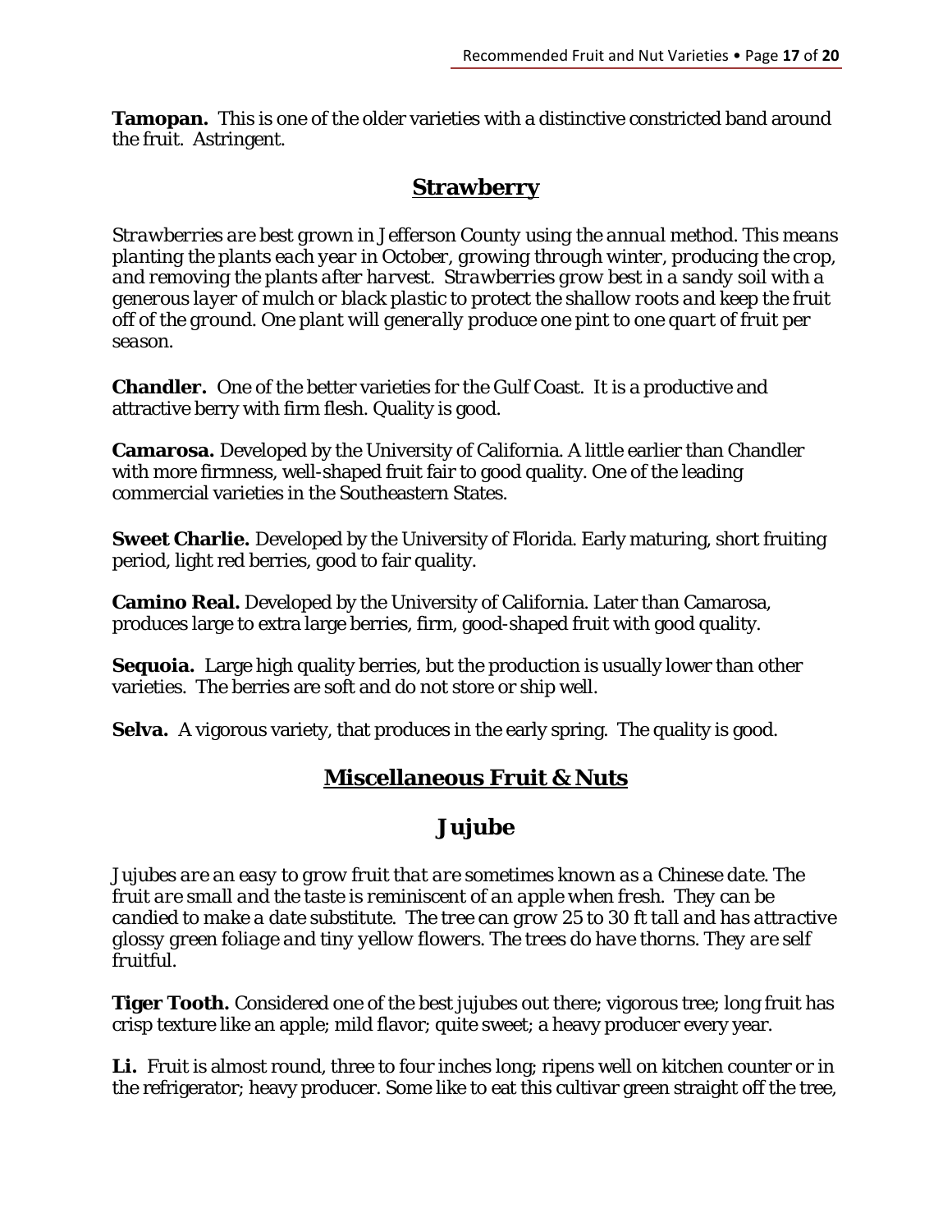**Tamopan.** This is one of the older varieties with a distinctive constricted band around the fruit. Astringent.

## Strawberry

*Strawberries are best grown in Jefferson County using the annual method. This means planting the plants each year in October, growing through winter, producing the crop, and removing the plants after harvest. Strawberries grow best in a sandy soil with a generous layer of mulch or black plastic to protect the shallow roots and keep the fruit off of the ground. One plant will generally produce one pint to one quart of fruit per season.*

**Chandler.** One of the better varieties for the Gulf Coast. It is a productive and attractive berry with firm flesh. Quality is good.

**Camarosa.** Developed by the University of California. A little earlier than Chandler with more firmness, well-shaped fruit fair to good quality. One of the leading commercial varieties in the Southeastern States.

**Sweet Charlie.** Developed by the University of Florida. Early maturing, short fruiting period, light red berries, good to fair quality.

**Camino Real.** Developed by the University of California. Later than Camarosa, produces large to extra large berries, firm, good-shaped fruit with good quality.

**Sequoia.** Large high quality berries, but the production is usually lower than other varieties. The berries are soft and do not store or ship well.

**Selva.** A vigorous variety, that produces in the early spring. The quality is good.

## Miscellaneous Fruit & Nuts

## Jujube

*Jujubes are an easy to grow fruit that are sometimes known as a Chinese date. The fruit are small and the taste is reminiscent of an apple when fresh. They can be candied to make a date substitute. The tree can grow 25 to 30 ft tall and has attractive glossy green foliage and tiny yellow flowers. The trees do have thorns. They are self fruitful.*

**Tiger Tooth.** Considered one of the best jujubes out there; vigorous tree; long fruit has crisp texture like an apple; mild flavor; quite sweet; a heavy producer every year.

**Li.** Fruit is almost round, three to four inches long; ripens well on kitchen counter or in the refrigerator; heavy producer. Some like to eat this cultivar green straight off the tree,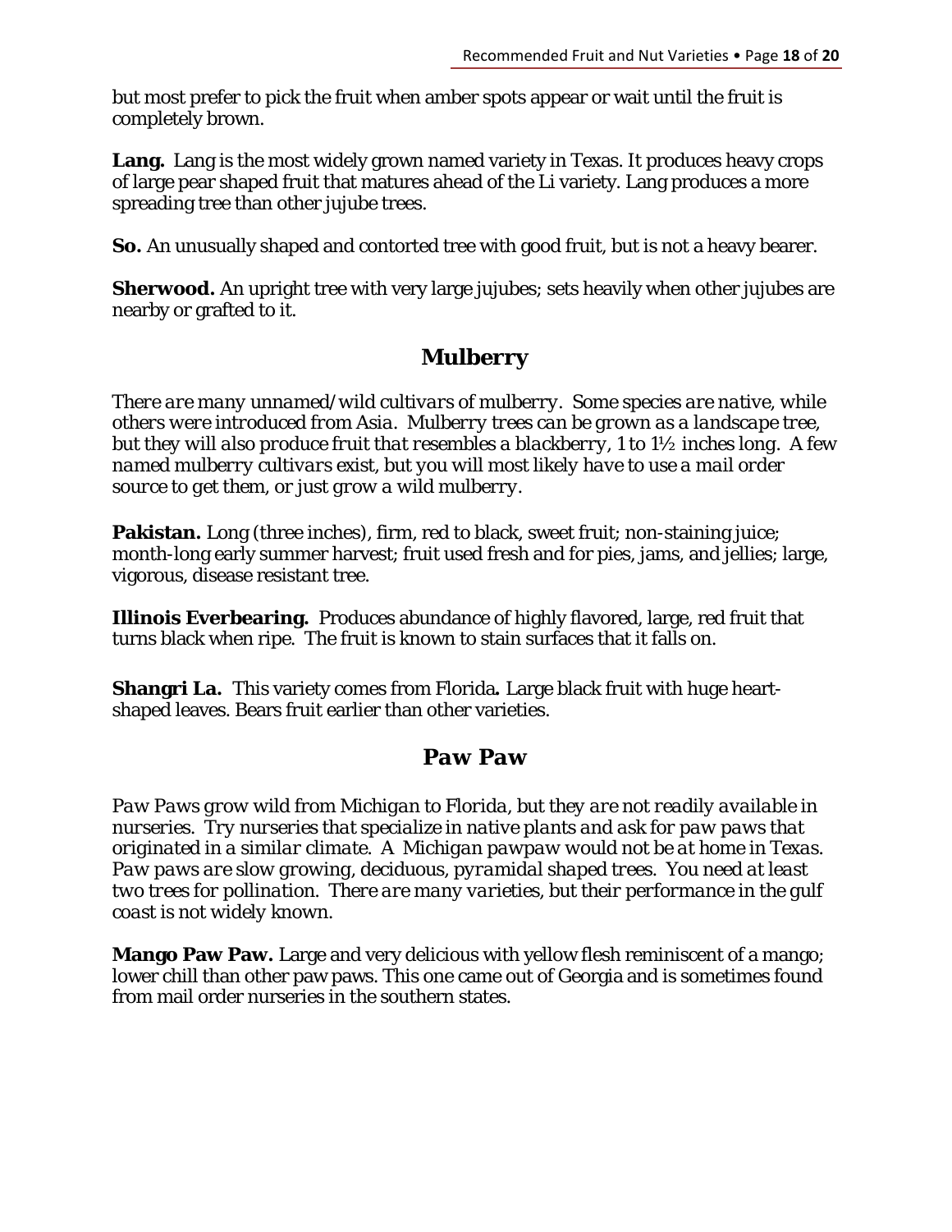but most prefer to pick the fruit when amber spots appear or wait until the fruit is completely brown.

**Lang.** Lang is the most widely grown named variety in Texas. It produces heavy crops of large pear shaped fruit that matures ahead of the Li variety. Lang produces a more spreading tree than other jujube trees.

**So.** An unusually shaped and contorted tree with good fruit, but is not a heavy bearer.

**Sherwood.** An upright tree with very large jujubes; sets heavily when other jujubes are nearby or grafted to it.

## Mulberry

*There are many unnamed/wild cultivars of mulberry. Some species are native, while others were introduced from Asia. Mulberry trees can be grown as a landscape tree, but they will also produce fruit that resembles a blackberry, 1 to 1½ inches long. A few named mulberry cultivars exist, but you will most likely have to use a mail order source to get them, or just grow a wild mulberry.*

**Pakistan.** Long (three inches), firm, red to black, sweet fruit; non-staining juice; month-long early summer harvest; fruit used fresh and for pies, jams, and jellies; large, vigorous, disease resistant tree.

**Illinois Everbearing.** Produces abundance of highly flavored, large, red fruit that turns black when ripe. The fruit is known to stain surfaces that it falls on.

**Shangri La.** This variety comes from Florida**.** Large black fruit with huge heart-shaped leaves. Bears fruit earlier than other varieties.

## Paw Paw

*Paw Paws grow wild from Michigan to Florida, but they are not readily available in nurseries. Try nurseries that specialize in native plants and ask for paw paws that originated in a similar climate. A Michigan pawpaw would not be at home in Texas. Paw paws are slow growing, deciduous, pyramidal shaped trees. You need at least two trees for pollination. There are many varieties, but their performance in the gulf coast is not widely known.*

**Mango Paw Paw.** Large and very delicious with yellow flesh reminiscent of a mango; lower chill than other paw paws. This one came out of Georgia and is sometimes found from mail order nurseries in the southern states.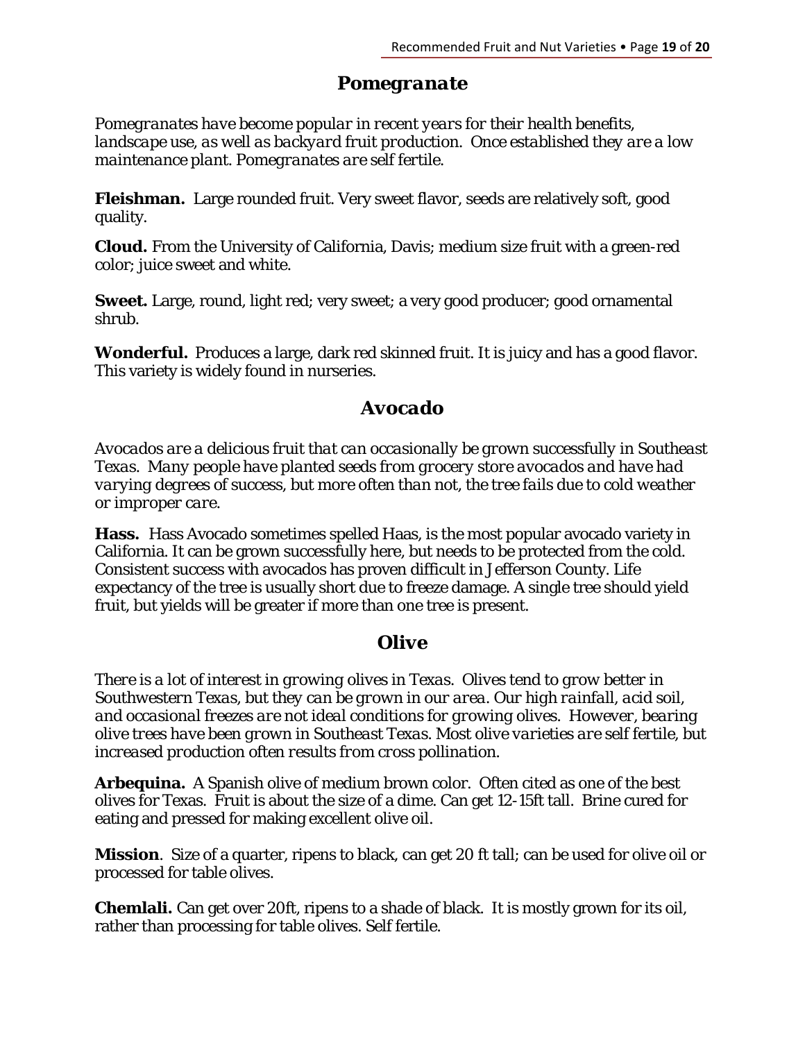## *Pomegranate*

*Pomegranates have become popular in recent years for their health benefits, landscape use, as well as backyard fruit production. Once established they are a low maintenance plant. Pomegranates are self fertile.*

**Fleishman.** Large rounded fruit. Very sweet flavor, seeds are relatively soft, good quality.

**Cloud.** From the University of California, Davis; medium size fruit with a green-red color; juice sweet and white.

**Sweet.** Large, round, light red; very sweet; a very good producer; good ornamental shrub.

**Wonderful.** Produces a large, dark red skinned fruit. It is juicy and has a good flavor. This variety is widely found in nurseries.

## Avocado

*Avocados are a delicious fruit that can occasionally be grown successfully in Southeast Texas. Many people have planted seeds from grocery store avocados and have had varying degrees of success, but more often than not, the tree fails due to cold weather or improper care.*

**Hass.** Hass Avocado sometimes spelled Haas, is the most popular avocado variety in California. It can be grown successfully here, but needs to be protected from the cold. Consistent success with avocados has proven difficult in Jefferson County. Life expectancy of the tree is usually short due to freeze damage. A single tree should yield fruit, but yields will be greater if more than one tree is present.

## Olive

*There is a lot of interest in growing olives in Texas. Olives tend to grow better in Southwestern Texas, but they can be grown in our area. Our high rainfall, acid soil, and occasional freezes are not ideal conditions for growing olives. However, bearing olive trees have been grown in Southeast Texas. Most olive varieties are self fertile, but increased production often results from cross pollination.*

**Arbequina.** A Spanish olive of medium brown color. Often cited as one of the best olives for Texas. Fruit is about the size of a dime. Can get 12-15ft tall. Brine cured for eating and pressed for making excellent olive oil.

**Mission**. Size of a quarter, ripens to black, can get 20 ft tall; can be used for olive oil or processed for table olives.

**Chemlali.** Can get over 20ft, ripens to a shade of black. It is mostly grown for its oil, rather than processing for table olives. Self fertile.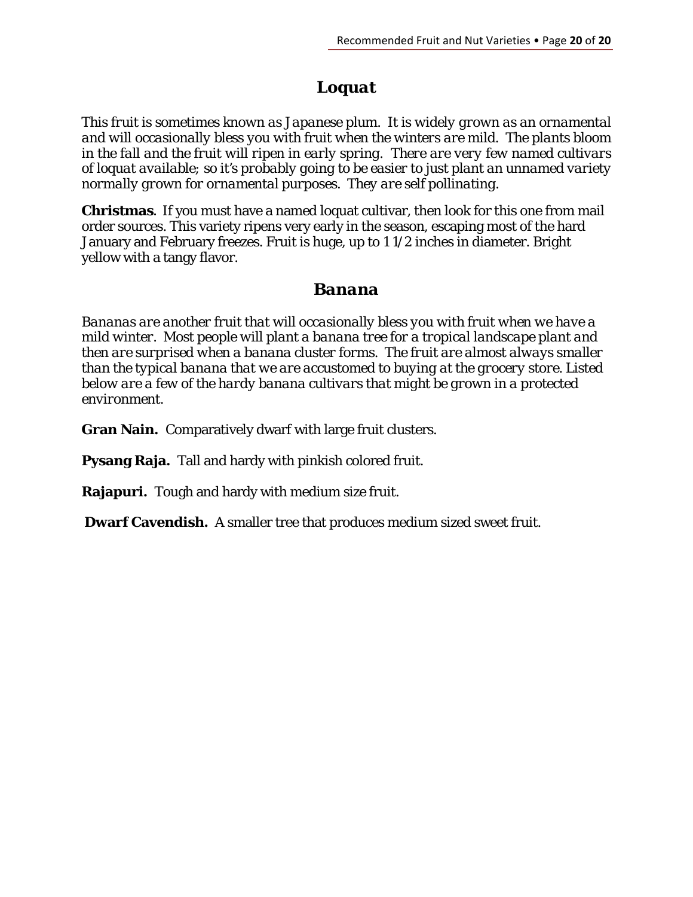## *Loquat*

*This fruit is sometimes known as Japanese plum. It is widely grown as an ornamental and will occasionally bless you with fruit when the winters are mild. The plants bloom in the fall and the fruit will ripen in early spring. There are very few named cultivars of loquat available; so it's probably going to be easier to just plant an unnamed variety normally grown for ornamental purposes. They are self pollinating.*

**Christmas**. If you must have a named loquat cultivar, then look for this one from mail order sources. This variety ripens very early in the season, escaping most of the hard January and February freezes. Fruit is huge, up to 1 1/2 inches in diameter. Bright yellow with a tangy flavor.

## *Banana*

*Bananas are another fruit that will occasionally bless you with fruit when we have a mild winter. Most people will plant a banana tree for a tropical landscape plant and then are surprised when a banana cluster forms. The fruit are almost always smaller than the typical banana that we are accustomed to buying at the grocery store. Listed below are a few of the hardy banana cultivars that might be grown in a protected environment.*

**Gran Nain.** Comparatively dwarf with large fruit clusters.

**Pysang Raja.** Tall and hardy with pinkish colored fruit.

**Rajapuri.** Tough and hardy with medium size fruit.

**Dwarf Cavendish.** A smaller tree that produces medium sized sweet fruit.